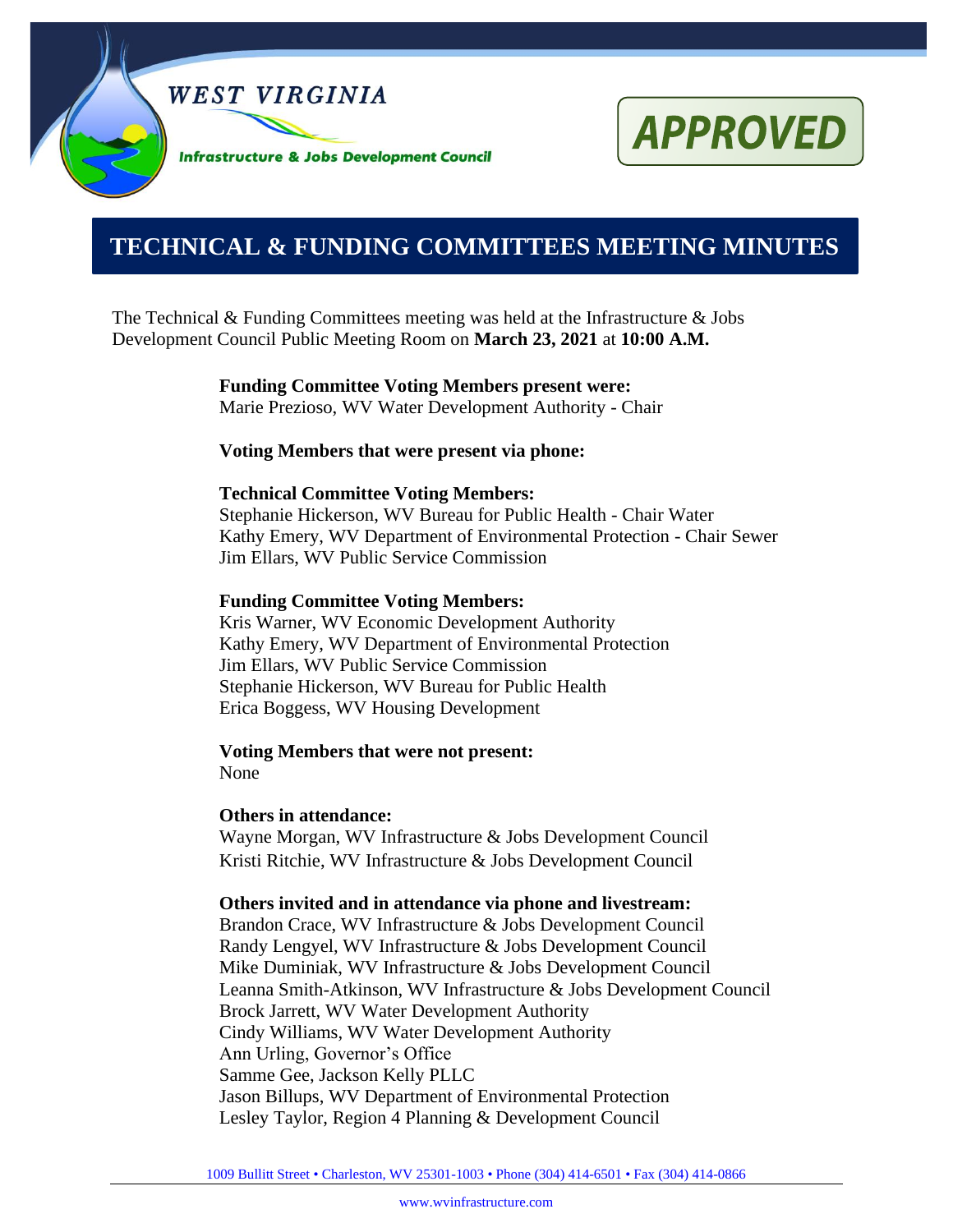WEST VIRGINIA

Infrastructure & Jobs Development Council

APPROVED

# TECHNICAL & FUNDING COMMITTEES MEETING MINUTES

The Technical & Funding Committees meeting was held at the Infrastructure & Jobs Development Council Public Meeting Room on **March 23, 2021** at **10:00 A.M.**

**Funding Committee Voting Members present were:**
Marie Prezioso, WV Water Development Authority - Chair

**Voting Members that were present via phone:**

**Technical Committee Voting Members:**
Stephanie Hickerson, WV Bureau for Public Health - Chair Water
Kathy Emery, WV Department of Environmental Protection - Chair Sewer
Jim Ellars, WV Public Service Commission

**Funding Committee Voting Members:**
Kris Warner, WV Economic Development Authority
Kathy Emery, WV Department of Environmental Protection
Jim Ellars, WV Public Service Commission
Stephanie Hickerson, WV Bureau for Public Health
Erica Boggess, WV Housing Development

**Voting Members that were not present:**
None

**Others in attendance:**
Wayne Morgan, WV Infrastructure & Jobs Development Council
Kristi Ritchie, WV Infrastructure & Jobs Development Council

**Others invited and in attendance via phone and livestream:**
Brandon Crace, WV Infrastructure & Jobs Development Council
Randy Lengyel, WV Infrastructure & Jobs Development Council
Mike Duminiak, WV Infrastructure & Jobs Development Council
Leanna Smith-Atkinson, WV Infrastructure & Jobs Development Council
Brock Jarrett, WV Water Development Authority
Cindy Williams, WV Water Development Authority
Ann Urling, Governor's Office
Samme Gee, Jackson Kelly PLLC
Jason Billups, WV Department of Environmental Protection
Lesley Taylor, Region 4 Planning & Development Council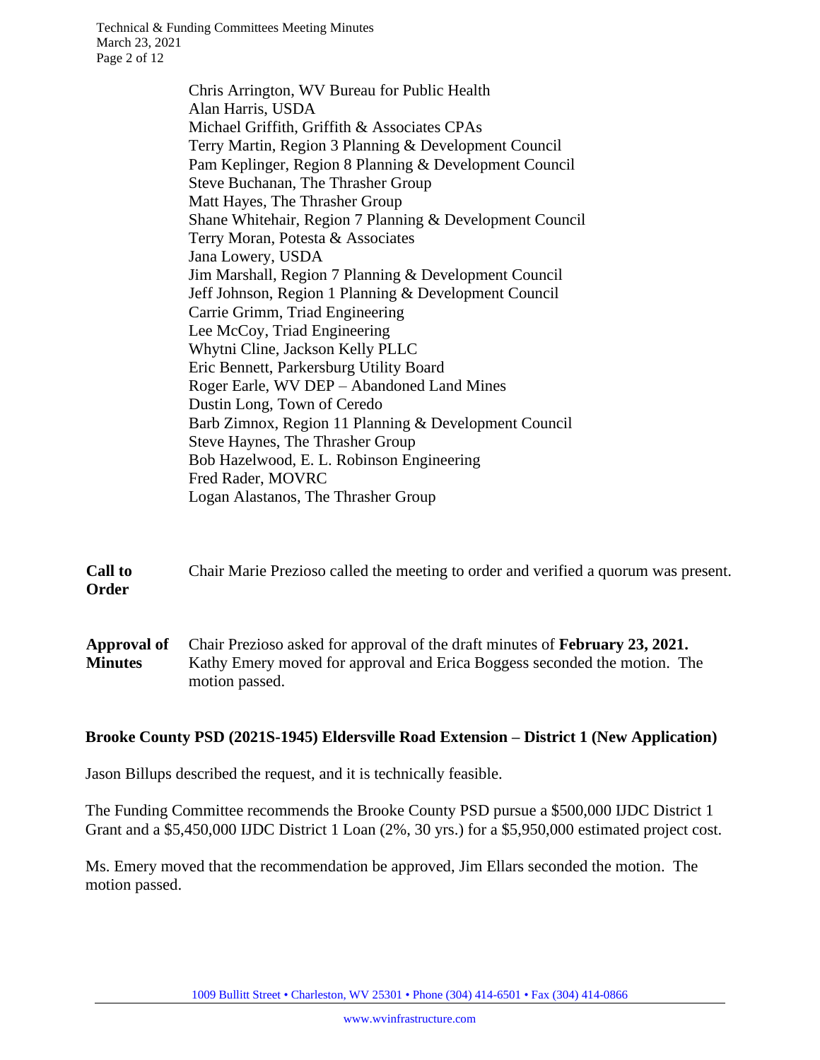Chris Arrington, WV Bureau for Public Health
Alan Harris, USDA
Michael Griffith, Griffith & Associates CPAs
Terry Martin, Region 3 Planning & Development Council
Pam Keplinger, Region 8 Planning & Development Council
Steve Buchanan, The Thrasher Group
Matt Hayes, The Thrasher Group
Shane Whitehair, Region 7 Planning & Development Council
Terry Moran, Potesta & Associates
Jana Lowery, USDA
Jim Marshall, Region 7 Planning & Development Council
Jeff Johnson, Region 1 Planning & Development Council
Carrie Grimm, Triad Engineering
Lee McCoy, Triad Engineering
Whytni Cline, Jackson Kelly PLLC
Eric Bennett, Parkersburg Utility Board
Roger Earle, WV DEP – Abandoned Land Mines
Dustin Long, Town of Ceredo
Barb Zimnox, Region 11 Planning & Development Council
Steve Haynes, The Thrasher Group
Bob Hazelwood, E. L. Robinson Engineering
Fred Rader, MOVRC
Logan Alastanos, The Thrasher Group

**Call to Order** Chair Marie Prezioso called the meeting to order and verified a quorum was present.

**Approval of Minutes** Chair Prezioso asked for approval of the draft minutes of **February 23, 2021.** Kathy Emery moved for approval and Erica Boggess seconded the motion. The motion passed.

**Brooke County PSD (2021S-1945) Eldersville Road Extension – District 1 (New Application)**

Jason Billups described the request, and it is technically feasible.

The Funding Committee recommends the Brooke County PSD pursue a $500,000 IJDC District 1 Grant and a $5,450,000 IJDC District 1 Loan (2%, 30 yrs.) for a $5,950,000 estimated project cost.

Ms. Emery moved that the recommendation be approved, Jim Ellars seconded the motion. The motion passed.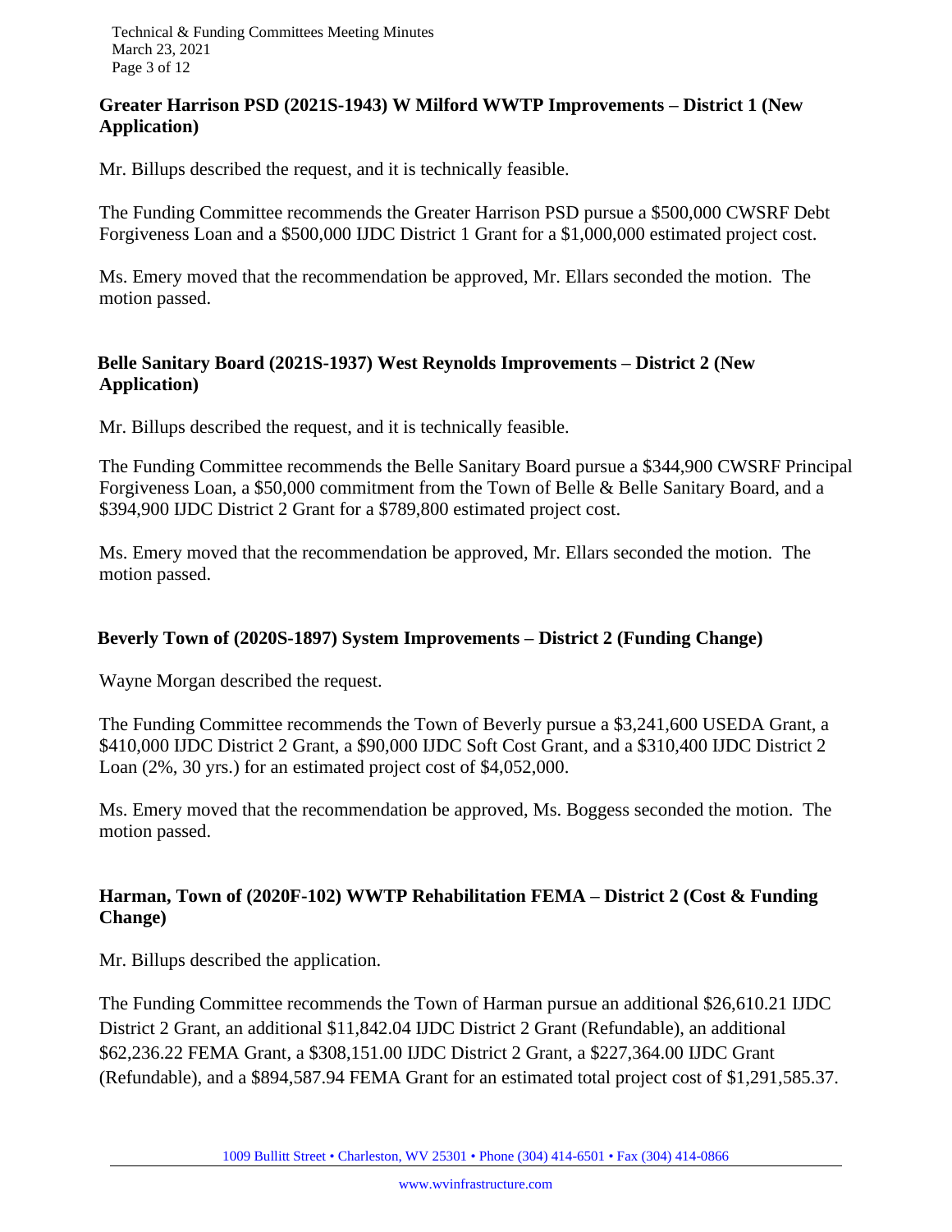**Greater Harrison PSD (2021S-1943) W Milford WWTP Improvements – District 1 (New Application)**

Mr. Billups described the request, and it is technically feasible.

The Funding Committee recommends the Greater Harrison PSD pursue a $500,000 CWSRF Debt Forgiveness Loan and a $500,000 IJDC District 1 Grant for a $1,000,000 estimated project cost.

Ms. Emery moved that the recommendation be approved, Mr. Ellars seconded the motion. The motion passed.

**Belle Sanitary Board (2021S-1937) West Reynolds Improvements – District 2 (New Application)**

Mr. Billups described the request, and it is technically feasible.

The Funding Committee recommends the Belle Sanitary Board pursue a $344,900 CWSRF Principal Forgiveness Loan, a $50,000 commitment from the Town of Belle & Belle Sanitary Board, and a $394,900 IJDC District 2 Grant for a $789,800 estimated project cost.

Ms. Emery moved that the recommendation be approved, Mr. Ellars seconded the motion. The motion passed.

**Beverly Town of (2020S-1897) System Improvements – District 2 (Funding Change)**

Wayne Morgan described the request.

The Funding Committee recommends the Town of Beverly pursue a $3,241,600 USEDA Grant, a $410,000 IJDC District 2 Grant, a $90,000 IJDC Soft Cost Grant, and a $310,400 IJDC District 2 Loan (2%, 30 yrs.) for an estimated project cost of $4,052,000.

Ms. Emery moved that the recommendation be approved, Ms. Boggess seconded the motion. The motion passed.

**Harman, Town of (2020F-102) WWTP Rehabilitation FEMA – District 2 (Cost & Funding Change)**

Mr. Billups described the application.

The Funding Committee recommends the Town of Harman pursue an additional $26,610.21 IJDC District 2 Grant, an additional $11,842.04 IJDC District 2 Grant (Refundable), an additional $62,236.22 FEMA Grant, a $308,151.00 IJDC District 2 Grant, a $227,364.00 IJDC Grant (Refundable), and a $894,587.94 FEMA Grant for an estimated total project cost of $1,291,585.37.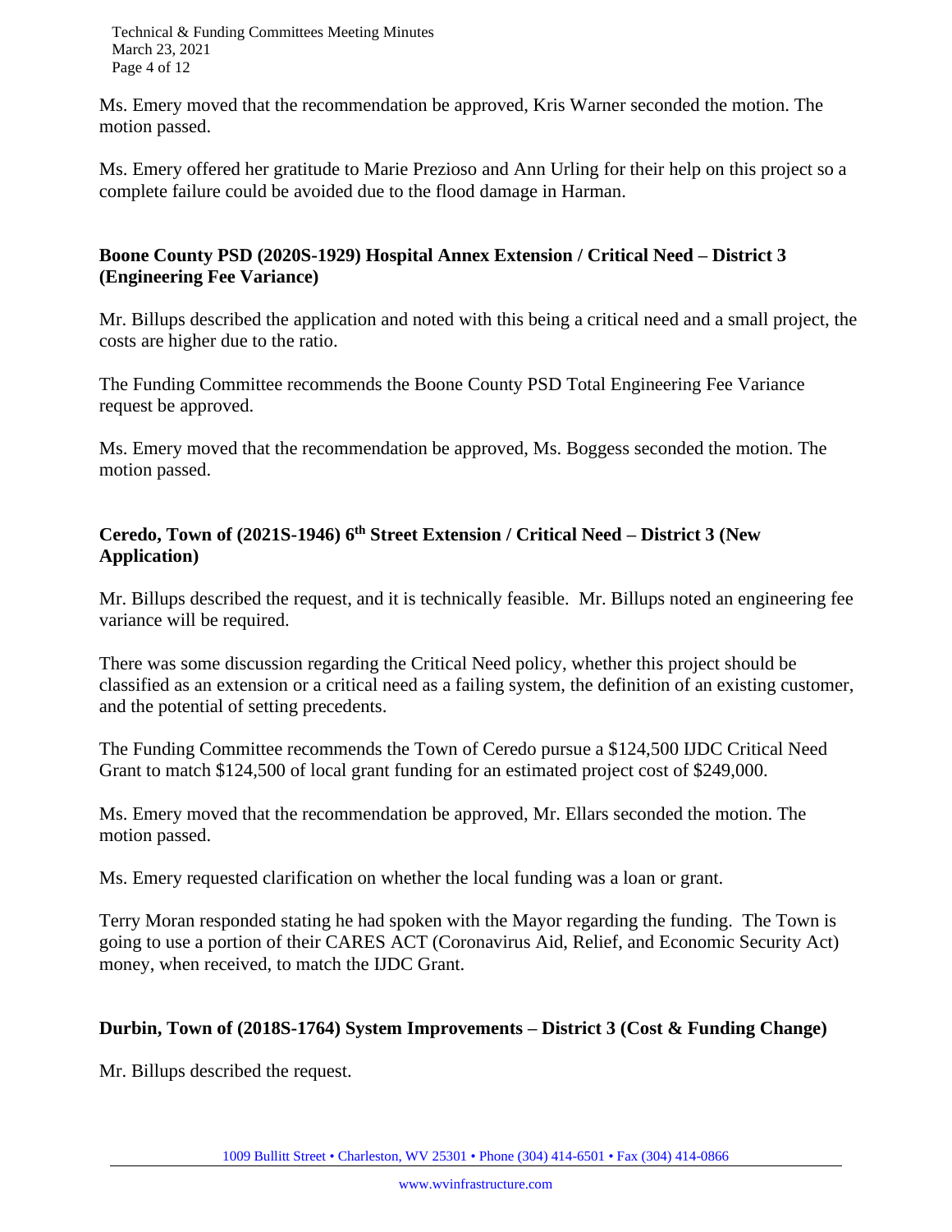Ms. Emery moved that the recommendation be approved, Kris Warner seconded the motion. The motion passed.

Ms. Emery offered her gratitude to Marie Prezioso and Ann Urling for their help on this project so a complete failure could be avoided due to the flood damage in Harman.

**Boone County PSD (2020S-1929) Hospital Annex Extension / Critical Need – District 3 (Engineering Fee Variance)**

Mr. Billups described the application and noted with this being a critical need and a small project, the costs are higher due to the ratio.

The Funding Committee recommends the Boone County PSD Total Engineering Fee Variance request be approved.

Ms. Emery moved that the recommendation be approved, Ms. Boggess seconded the motion. The motion passed.

**Ceredo, Town of (2021S-1946) 6th Street Extension / Critical Need – District 3 (New Application)**

Mr. Billups described the request, and it is technically feasible. Mr. Billups noted an engineering fee variance will be required.

There was some discussion regarding the Critical Need policy, whether this project should be classified as an extension or a critical need as a failing system, the definition of an existing customer, and the potential of setting precedents.

The Funding Committee recommends the Town of Ceredo pursue a $124,500 IJDC Critical Need Grant to match $124,500 of local grant funding for an estimated project cost of $249,000.

Ms. Emery moved that the recommendation be approved, Mr. Ellars seconded the motion. The motion passed.

Ms. Emery requested clarification on whether the local funding was a loan or grant.

Terry Moran responded stating he had spoken with the Mayor regarding the funding. The Town is going to use a portion of their CARES ACT (Coronavirus Aid, Relief, and Economic Security Act) money, when received, to match the IJDC Grant.

**Durbin, Town of (2018S-1764) System Improvements – District 3 (Cost & Funding Change)**

Mr. Billups described the request.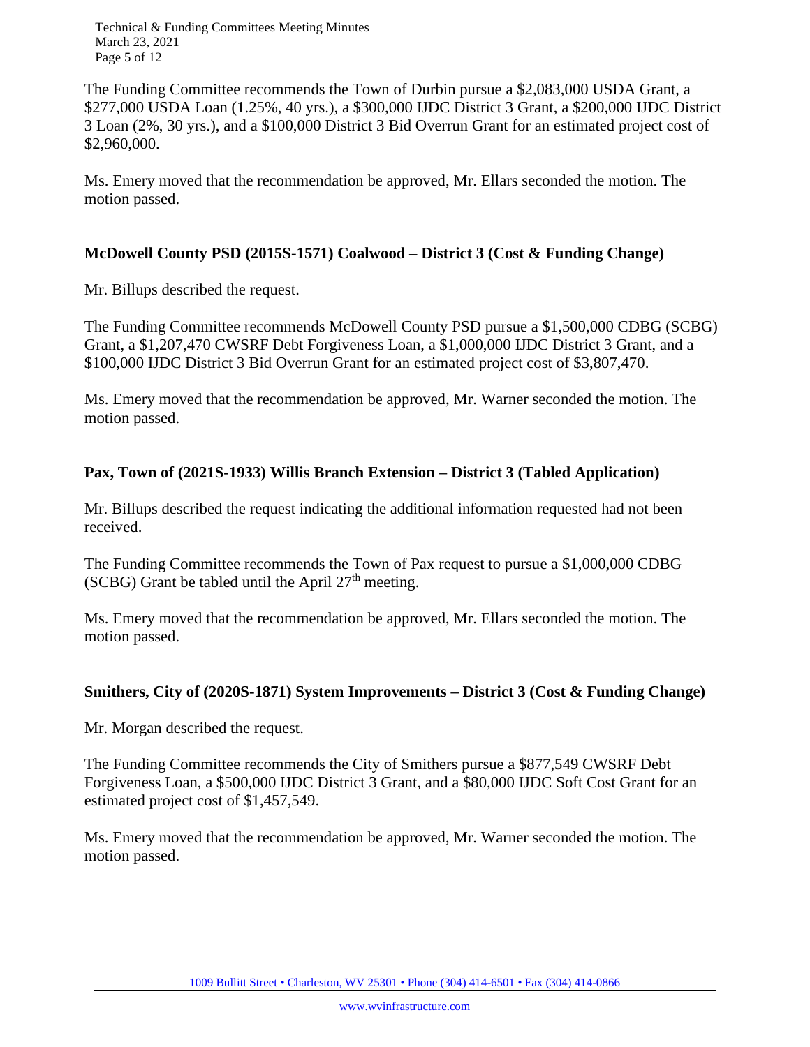The Funding Committee recommends the Town of Durbin pursue a $2,083,000 USDA Grant, a $277,000 USDA Loan (1.25%, 40 yrs.), a $300,000 IJDC District 3 Grant, a $200,000 IJDC District 3 Loan (2%, 30 yrs.), and a $100,000 District 3 Bid Overrun Grant for an estimated project cost of $2,960,000.

Ms. Emery moved that the recommendation be approved, Mr. Ellars seconded the motion. The motion passed.

**McDowell County PSD (2015S-1571) Coalwood – District 3 (Cost & Funding Change)**

Mr. Billups described the request.

The Funding Committee recommends McDowell County PSD pursue a $1,500,000 CDBG (SCBG) Grant, a $1,207,470 CWSRF Debt Forgiveness Loan, a $1,000,000 IJDC District 3 Grant, and a $100,000 IJDC District 3 Bid Overrun Grant for an estimated project cost of $3,807,470.

Ms. Emery moved that the recommendation be approved, Mr. Warner seconded the motion. The motion passed.

**Pax, Town of (2021S-1933) Willis Branch Extension – District 3 (Tabled Application)**

Mr. Billups described the request indicating the additional information requested had not been received.

The Funding Committee recommends the Town of Pax request to pursue a $1,000,000 CDBG (SCBG) Grant be tabled until the April 27th meeting.

Ms. Emery moved that the recommendation be approved, Mr. Ellars seconded the motion. The motion passed.

**Smithers, City of (2020S-1871) System Improvements – District 3 (Cost & Funding Change)**

Mr. Morgan described the request.

The Funding Committee recommends the City of Smithers pursue a $877,549 CWSRF Debt Forgiveness Loan, a $500,000 IJDC District 3 Grant, and a $80,000 IJDC Soft Cost Grant for an estimated project cost of $1,457,549.

Ms. Emery moved that the recommendation be approved, Mr. Warner seconded the motion. The motion passed.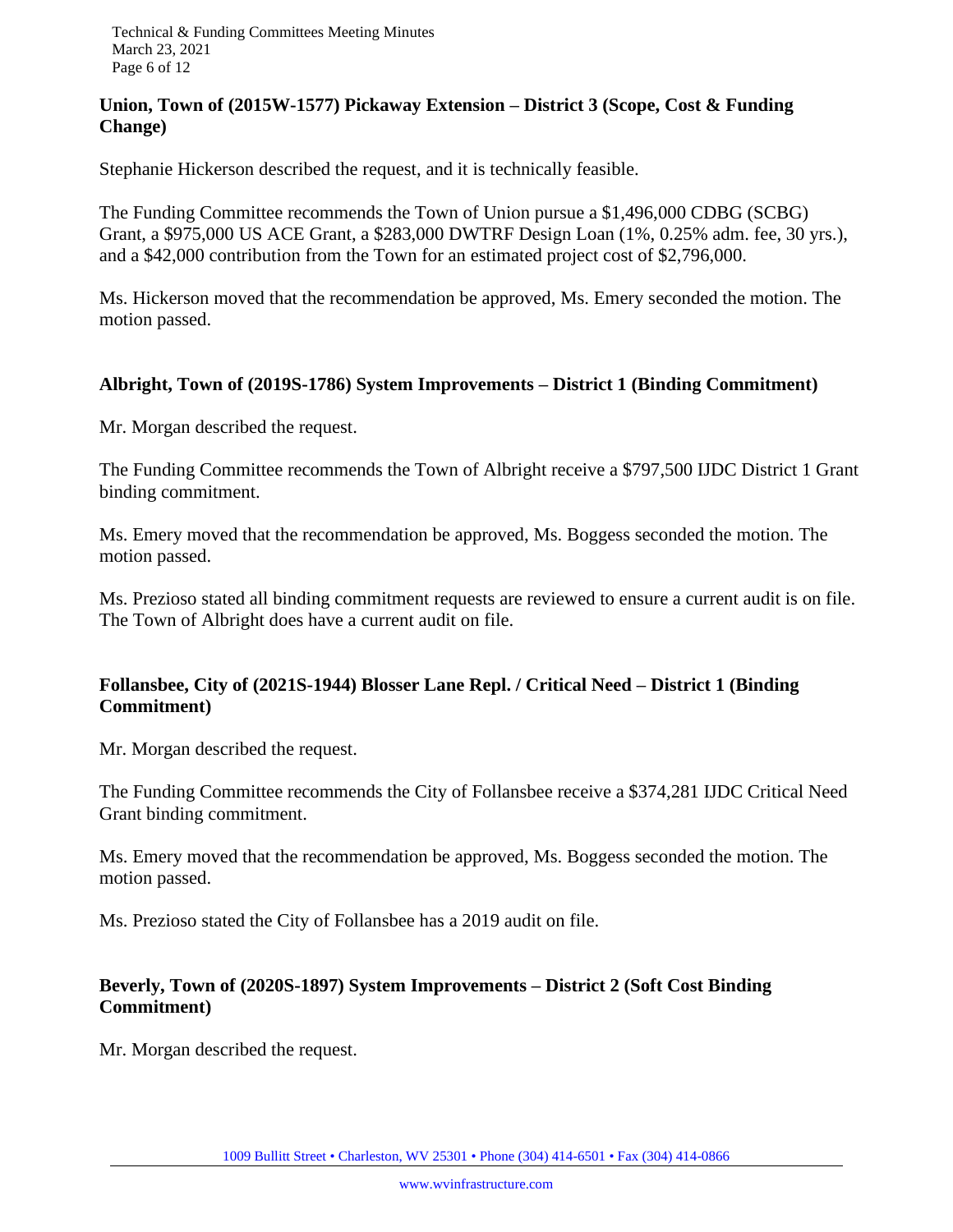**Union, Town of (2015W-1577) Pickaway Extension – District 3 (Scope, Cost & Funding Change)**

Stephanie Hickerson described the request, and it is technically feasible.

The Funding Committee recommends the Town of Union pursue a $1,496,000 CDBG (SCBG) Grant, a $975,000 US ACE Grant, a $283,000 DWTRF Design Loan (1%, 0.25% adm. fee, 30 yrs.), and a $42,000 contribution from the Town for an estimated project cost of $2,796,000.

Ms. Hickerson moved that the recommendation be approved, Ms. Emery seconded the motion. The motion passed.

**Albright, Town of (2019S-1786) System Improvements – District 1 (Binding Commitment)**

Mr. Morgan described the request.

The Funding Committee recommends the Town of Albright receive a $797,500 IJDC District 1 Grant binding commitment.

Ms. Emery moved that the recommendation be approved, Ms. Boggess seconded the motion. The motion passed.

Ms. Prezioso stated all binding commitment requests are reviewed to ensure a current audit is on file. The Town of Albright does have a current audit on file.

**Follansbee, City of (2021S-1944) Blosser Lane Repl. / Critical Need – District 1 (Binding Commitment)**

Mr. Morgan described the request.

The Funding Committee recommends the City of Follansbee receive a $374,281 IJDC Critical Need Grant binding commitment.

Ms. Emery moved that the recommendation be approved, Ms. Boggess seconded the motion. The motion passed.

Ms. Prezioso stated the City of Follansbee has a 2019 audit on file.

**Beverly, Town of (2020S-1897) System Improvements – District 2 (Soft Cost Binding Commitment)**

Mr. Morgan described the request.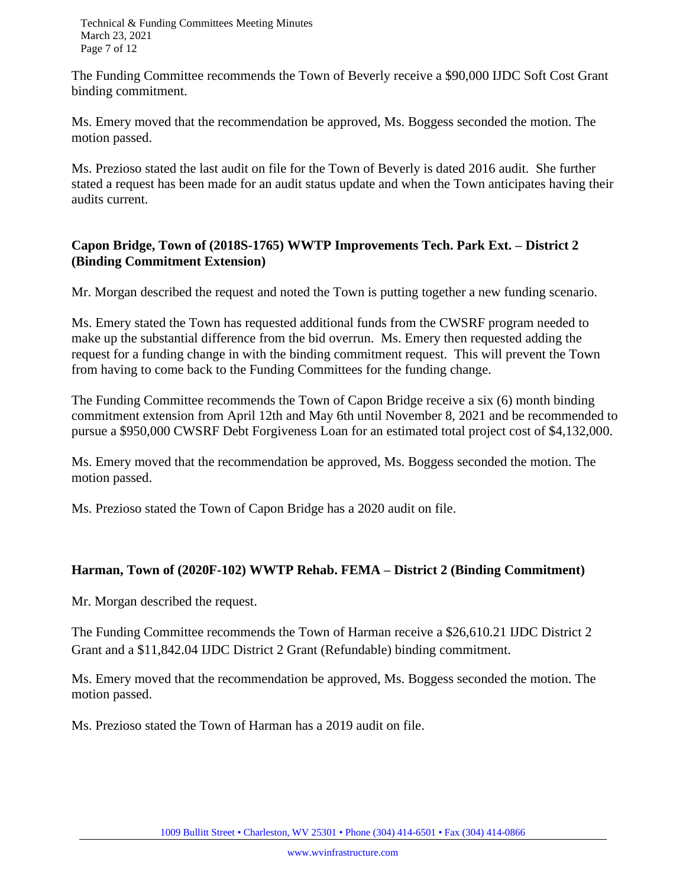The Funding Committee recommends the Town of Beverly receive a $90,000 IJDC Soft Cost Grant binding commitment.

Ms. Emery moved that the recommendation be approved, Ms. Boggess seconded the motion. The motion passed.

Ms. Prezioso stated the last audit on file for the Town of Beverly is dated 2016 audit. She further stated a request has been made for an audit status update and when the Town anticipates having their audits current.

**Capon Bridge, Town of (2018S-1765) WWTP Improvements Tech. Park Ext. – District 2 (Binding Commitment Extension)**

Mr. Morgan described the request and noted the Town is putting together a new funding scenario.

Ms. Emery stated the Town has requested additional funds from the CWSRF program needed to make up the substantial difference from the bid overrun. Ms. Emery then requested adding the request for a funding change in with the binding commitment request. This will prevent the Town from having to come back to the Funding Committees for the funding change.

The Funding Committee recommends the Town of Capon Bridge receive a six (6) month binding commitment extension from April 12th and May 6th until November 8, 2021 and be recommended to pursue a $950,000 CWSRF Debt Forgiveness Loan for an estimated total project cost of $4,132,000.

Ms. Emery moved that the recommendation be approved, Ms. Boggess seconded the motion. The motion passed.

Ms. Prezioso stated the Town of Capon Bridge has a 2020 audit on file.

**Harman, Town of (2020F-102) WWTP Rehab. FEMA – District 2 (Binding Commitment)**

Mr. Morgan described the request.

The Funding Committee recommends the Town of Harman receive a $26,610.21 IJDC District 2 Grant and a $11,842.04 IJDC District 2 Grant (Refundable) binding commitment.

Ms. Emery moved that the recommendation be approved, Ms. Boggess seconded the motion. The motion passed.

Ms. Prezioso stated the Town of Harman has a 2019 audit on file.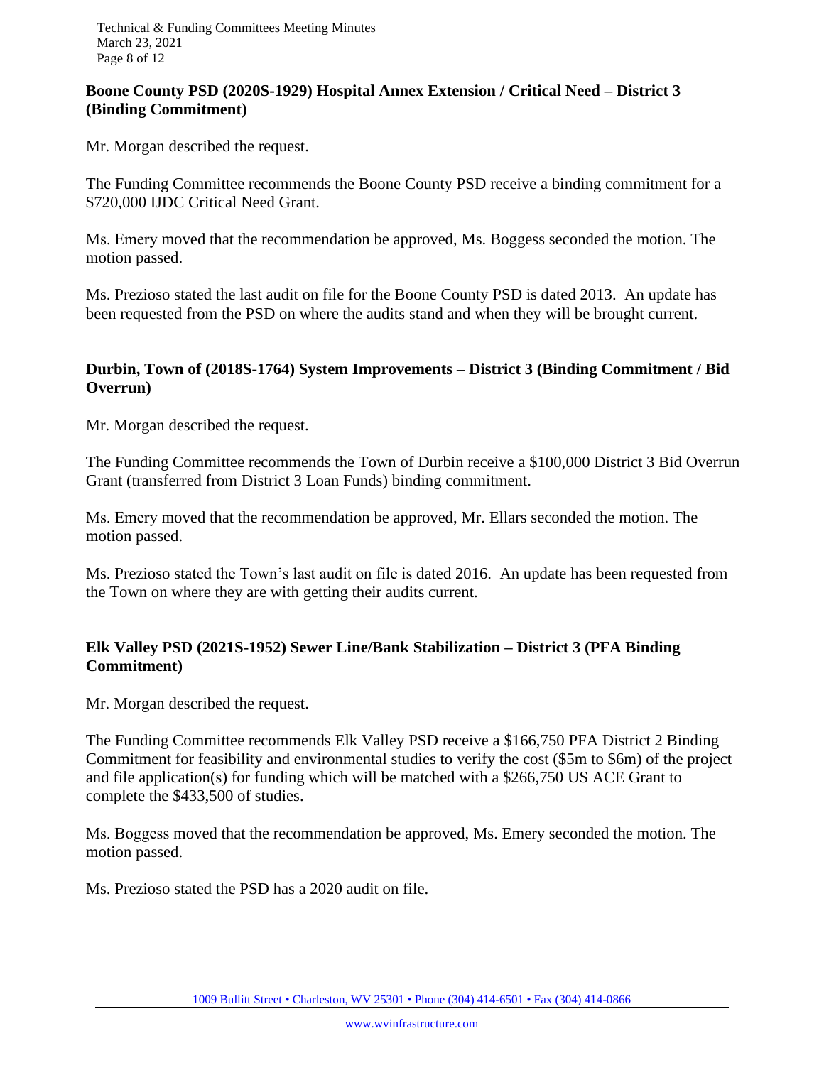**Boone County PSD (2020S-1929) Hospital Annex Extension / Critical Need – District 3 (Binding Commitment)**

Mr. Morgan described the request.

The Funding Committee recommends the Boone County PSD receive a binding commitment for a $720,000 IJDC Critical Need Grant.

Ms. Emery moved that the recommendation be approved, Ms. Boggess seconded the motion. The motion passed.

Ms. Prezioso stated the last audit on file for the Boone County PSD is dated 2013. An update has been requested from the PSD on where the audits stand and when they will be brought current.

**Durbin, Town of (2018S-1764) System Improvements – District 3 (Binding Commitment / Bid Overrun)**

Mr. Morgan described the request.

The Funding Committee recommends the Town of Durbin receive a $100,000 District 3 Bid Overrun Grant (transferred from District 3 Loan Funds) binding commitment.

Ms. Emery moved that the recommendation be approved, Mr. Ellars seconded the motion. The motion passed.

Ms. Prezioso stated the Town's last audit on file is dated 2016. An update has been requested from the Town on where they are with getting their audits current.

**Elk Valley PSD (2021S-1952) Sewer Line/Bank Stabilization – District 3 (PFA Binding Commitment)**

Mr. Morgan described the request.

The Funding Committee recommends Elk Valley PSD receive a $166,750 PFA District 2 Binding Commitment for feasibility and environmental studies to verify the cost ($5m to $6m) of the project and file application(s) for funding which will be matched with a $266,750 US ACE Grant to complete the $433,500 of studies.

Ms. Boggess moved that the recommendation be approved, Ms. Emery seconded the motion. The motion passed.

Ms. Prezioso stated the PSD has a 2020 audit on file.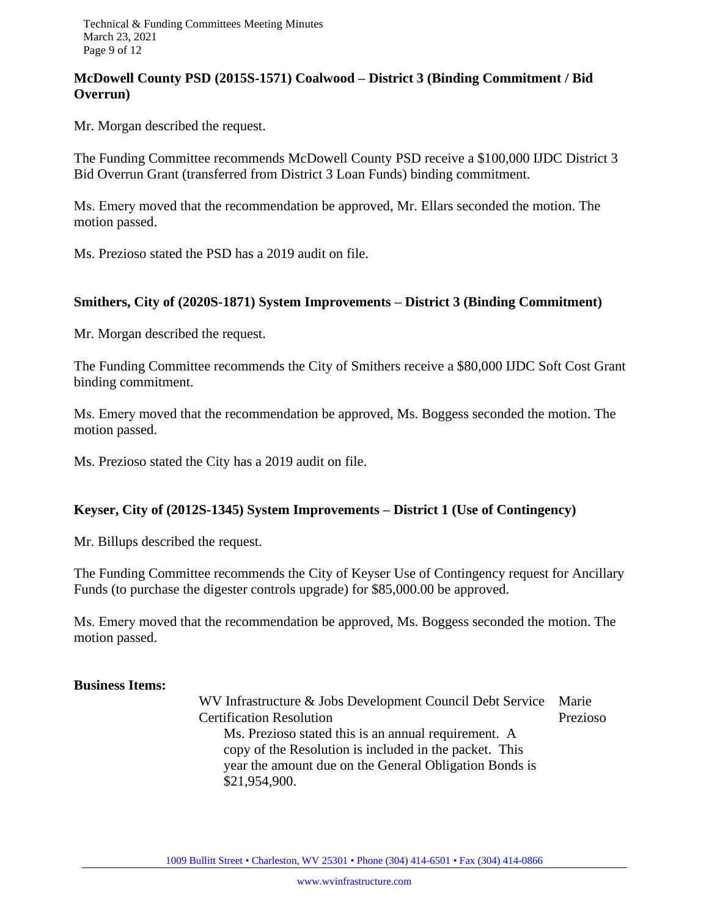**McDowell County PSD (2015S-1571) Coalwood – District 3 (Binding Commitment / Bid Overrun)**

Mr. Morgan described the request.

The Funding Committee recommends McDowell County PSD receive a $100,000 IJDC District 3 Bid Overrun Grant (transferred from District 3 Loan Funds) binding commitment.

Ms. Emery moved that the recommendation be approved, Mr. Ellars seconded the motion. The motion passed.

Ms. Prezioso stated the PSD has a 2019 audit on file.

**Smithers, City of (2020S-1871) System Improvements – District 3 (Binding Commitment)**

Mr. Morgan described the request.

The Funding Committee recommends the City of Smithers receive a $80,000 IJDC Soft Cost Grant binding commitment.

Ms. Emery moved that the recommendation be approved, Ms. Boggess seconded the motion. The motion passed.

Ms. Prezioso stated the City has a 2019 audit on file.

**Keyser, City of (2012S-1345) System Improvements – District 1 (Use of Contingency)**

Mr. Billups described the request.

The Funding Committee recommends the City of Keyser Use of Contingency request for Ancillary Funds (to purchase the digester controls upgrade) for $85,000.00 be approved.

Ms. Emery moved that the recommendation be approved, Ms. Boggess seconded the motion. The motion passed.

**Business Items:**

WV Infrastructure & Jobs Development Council Debt Service Certification Resolution — Marie Prezioso

Ms. Prezioso stated this is an annual requirement. A copy of the Resolution is included in the packet. This year the amount due on the General Obligation Bonds is $21,954,900.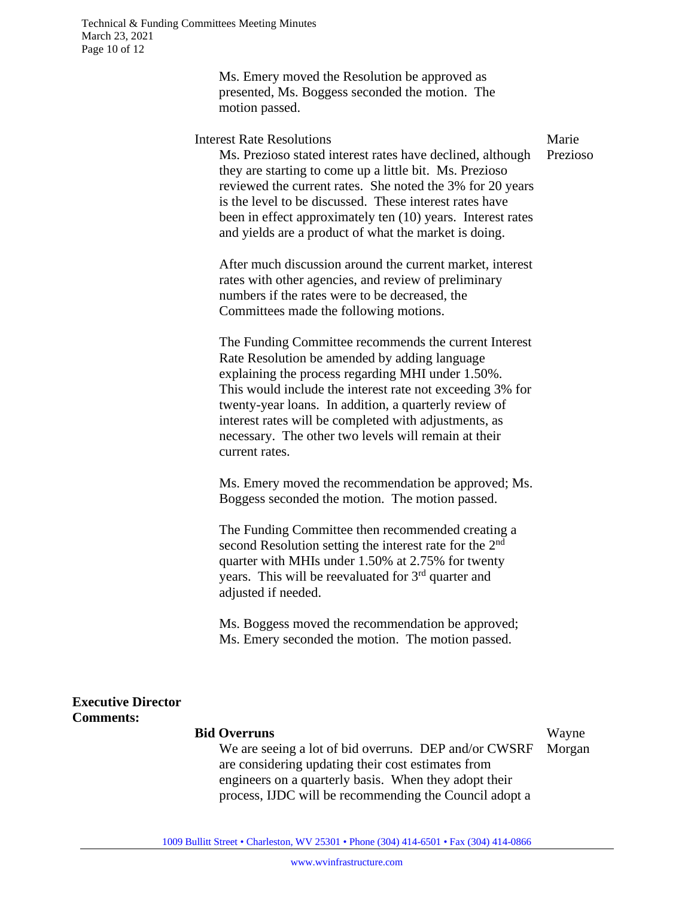Ms. Emery moved the Resolution be approved as presented, Ms. Boggess seconded the motion. The motion passed.

Interest Rate Resolutions — Marie Prezioso

Ms. Prezioso stated interest rates have declined, although they are starting to come up a little bit. Ms. Prezioso reviewed the current rates. She noted the 3% for 20 years is the level to be discussed. These interest rates have been in effect approximately ten (10) years. Interest rates and yields are a product of what the market is doing.

After much discussion around the current market, interest rates with other agencies, and review of preliminary numbers if the rates were to be decreased, the Committees made the following motions.

The Funding Committee recommends the current Interest Rate Resolution be amended by adding language explaining the process regarding MHI under 1.50%. This would include the interest rate not exceeding 3% for twenty-year loans. In addition, a quarterly review of interest rates will be completed with adjustments, as necessary. The other two levels will remain at their current rates.

Ms. Emery moved the recommendation be approved; Ms. Boggess seconded the motion. The motion passed.

The Funding Committee then recommended creating a second Resolution setting the interest rate for the 2nd quarter with MHIs under 1.50% at 2.75% for twenty years. This will be reevaluated for 3rd quarter and adjusted if needed.

Ms. Boggess moved the recommendation be approved; Ms. Emery seconded the motion. The motion passed.

**Executive Director Comments:**

**Bid Overruns** — Wayne Morgan

We are seeing a lot of bid overruns. DEP and/or CWSRF are considering updating their cost estimates from engineers on a quarterly basis. When they adopt their process, IJDC will be recommending the Council adopt a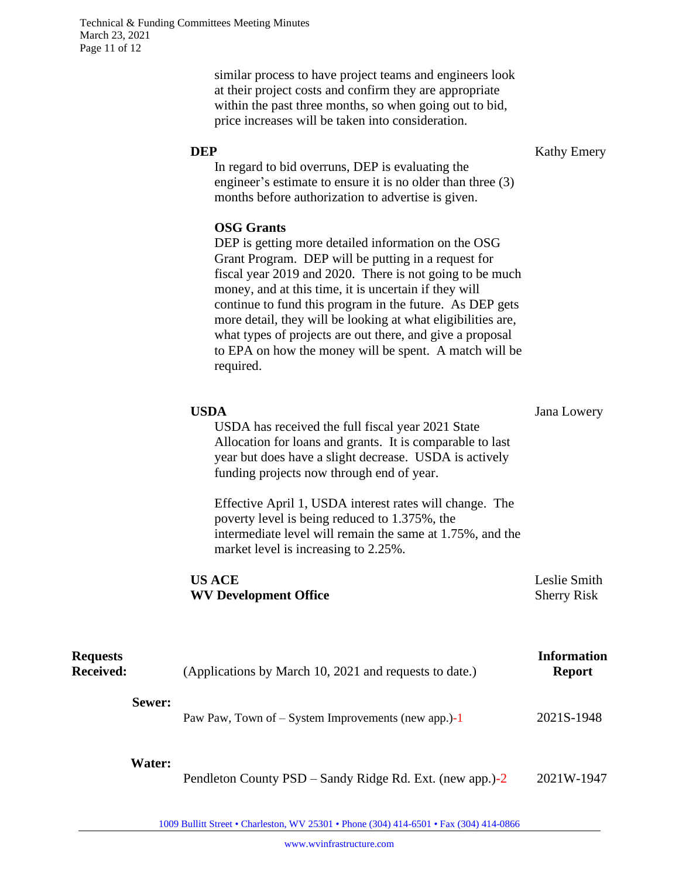similar process to have project teams and engineers look at their project costs and confirm they are appropriate within the past three months, so when going out to bid, price increases will be taken into consideration.

**DEP** — Kathy Emery

In regard to bid overruns, DEP is evaluating the engineer's estimate to ensure it is no older than three (3) months before authorization to advertise is given.

**OSG Grants**

DEP is getting more detailed information on the OSG Grant Program. DEP will be putting in a request for fiscal year 2019 and 2020. There is not going to be much money, and at this time, it is uncertain if they will continue to fund this program in the future. As DEP gets more detail, they will be looking at what eligibilities are, what types of projects are out there, and give a proposal to EPA on how the money will be spent. A match will be required.

**USDA** — Jana Lowery

USDA has received the full fiscal year 2021 State Allocation for loans and grants. It is comparable to last year but does have a slight decrease. USDA is actively funding projects now through end of year.

Effective April 1, USDA interest rates will change. The poverty level is being reduced to 1.375%, the intermediate level will remain the same at 1.75%, and the market level is increasing to 2.25%.

**US ACE** — Leslie Smith

**WV Development Office** — Sherry Risk

**Requests Received:** (Applications by March 10, 2021 and requests to date.)

| | | Information Report |
|---|---|---|
| **Sewer:** | Paw Paw, Town of – System Improvements (new app.)-1 | 2021S-1948 |
| **Water:** | Pendleton County PSD – Sandy Ridge Rd. Ext. (new app.)-2 | 2021W-1947 |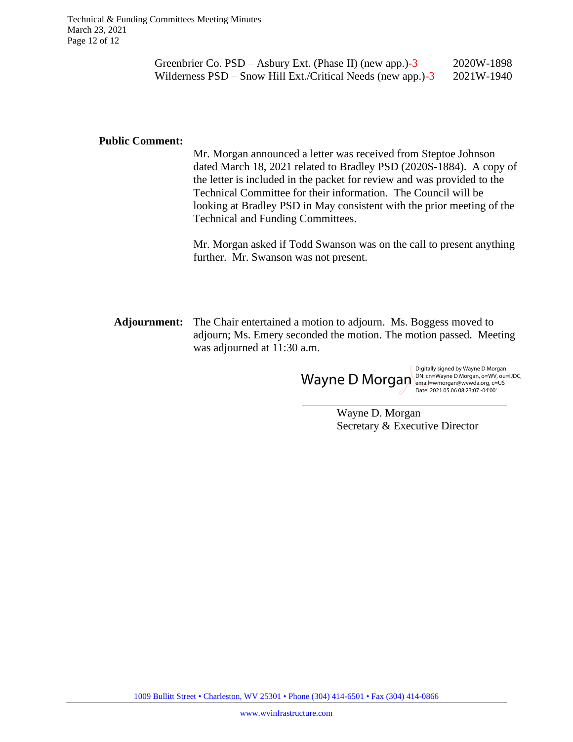| | |
|---|---|
| Greenbrier Co. PSD – Asbury Ext. (Phase II) (new app.)-3 | 2020W-1898 |
| Wilderness PSD – Snow Hill Ext./Critical Needs (new app.)-3 | 2021W-1940 |

**Public Comment:**

Mr. Morgan announced a letter was received from Steptoe Johnson dated March 18, 2021 related to Bradley PSD (2020S-1884). A copy of the letter is included in the packet for review and was provided to the Technical Committee for their information. The Council will be looking at Bradley PSD in May consistent with the prior meeting of the Technical and Funding Committees.

Mr. Morgan asked if Todd Swanson was on the call to present anything further. Mr. Swanson was not present.

**Adjournment:** The Chair entertained a motion to adjourn. Ms. Boggess moved to adjourn; Ms. Emery seconded the motion. The motion passed. Meeting was adjourned at 11:30 a.m.

Wayne D Morgan
Digitally signed by Wayne D Morgan
DN: cn=Wayne D Morgan, o=WV, ou=IJDC, email=wmorgan@wvwda.org, c=US
Date: 2021.05.06 08:23:07 -04'00'

Wayne D. Morgan
Secretary & Executive Director

1009 Bullitt Street • Charleston, WV 25301 • Phone (304) 414-6501 • Fax (304) 414-0866

www.wvinfrastructure.com